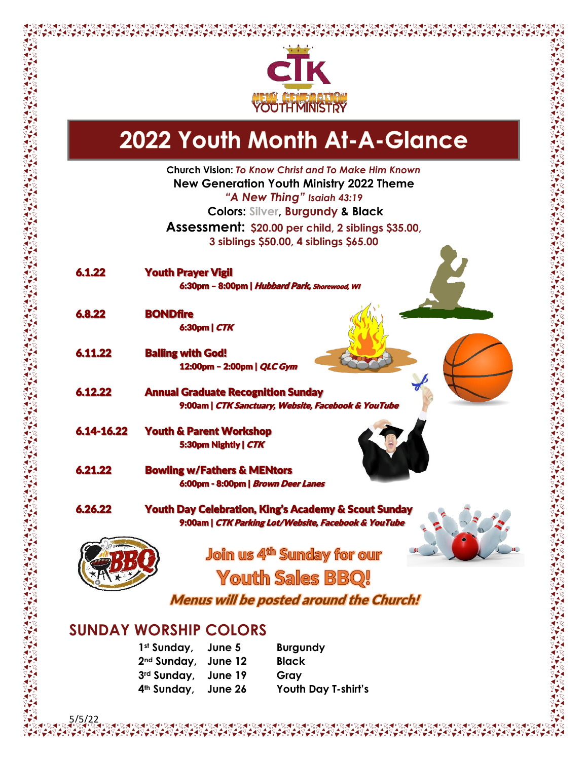CTK
NEW GENERATION
YOUTH MINISTRY

# 2022 Youth Month At-A-Glance

**Church Vision:** *To Know Christ and To Make Him Known*

**New Generation Youth Ministry 2022 Theme**

***"A New Thing"** Isaiah 43:19*

**Colors: Silver, Burgundy & Black**

**Assessment: $20.00 per child, 2 siblings $35.00, 3 siblings $50.00, 4 siblings $65.00**

**6.1.22** — **Youth Prayer Vigil**
6:30pm – 8:00pm | *Hubbard Park, Shorewood, WI*

**6.8.22** — **BONDfire**
6:30pm | *CTK*

**6.11.22** — **Balling with God!**
12:00pm – 2:00pm | *QLC Gym*

**6.12.22** — **Annual Graduate Recognition Sunday**
9:00am | *CTK Sanctuary, Website, Facebook & YouTube*

**6.14-16.22** — **Youth & Parent Workshop**
5:30pm Nightly | *CTK*

**6.21.22** — **Bowling w/Fathers & MENtors**
6:00pm - 8:00pm | *Brown Deer Lanes*

**6.26.22** — **Youth Day Celebration, King's Academy & Scout Sunday**
9:00am | *CTK Parking Lot/Website, Facebook & YouTube*

**Join us 4th Sunday for our Youth Sales BBQ!**

***Menus will be posted around the Church!***

## SUNDAY WORSHIP COLORS

| | | |
|---|---|---|
| 1st Sunday, | June 5 | Burgundy |
| 2nd Sunday, | June 12 | Black |
| 3rd Sunday, | June 19 | Gray |
| 4th Sunday, | June 26 | Youth Day T-shirt's |

5/5/22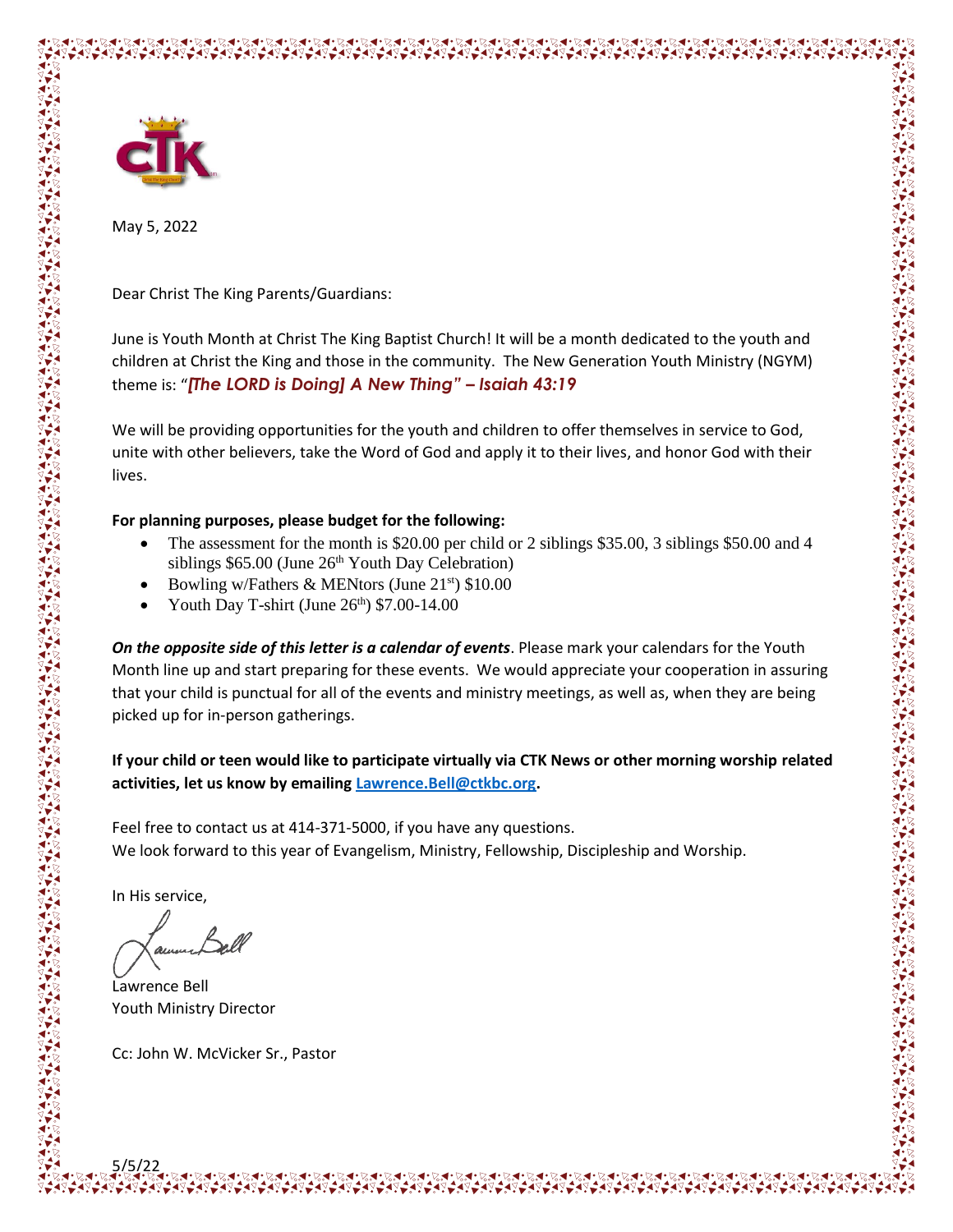May 5, 2022

Dear Christ The King Parents/Guardians:

June is Youth Month at Christ The King Baptist Church! It will be a month dedicated to the youth and children at Christ the King and those in the community. The New Generation Youth Ministry (NGYM) theme is: "***[The LORD is Doing] A New Thing" – Isaiah 43:19***

We will be providing opportunities for the youth and children to offer themselves in service to God, unite with other believers, take the Word of God and apply it to their lives, and honor God with their lives.

**For planning purposes, please budget for the following:**

- The assessment for the month is $20.00 per child or 2 siblings $35.00, 3 siblings $50.00 and 4 siblings $65.00 (June 26th Youth Day Celebration)
- Bowling w/Fathers & MENtors (June 21st) $10.00
- Youth Day T-shirt (June 26th) $7.00-14.00

***On the opposite side of this letter is a calendar of events***. Please mark your calendars for the Youth Month line up and start preparing for these events. We would appreciate your cooperation in assuring that your child is punctual for all of the events and ministry meetings, as well as, when they are being picked up for in-person gatherings.

**If your child or teen would like to participate virtually via CTK News or other morning worship related activities, let us know by emailing Lawrence.Bell@ctkbc.org.**

Feel free to contact us at 414-371-5000, if you have any questions.
We look forward to this year of Evangelism, Ministry, Fellowship, Discipleship and Worship.

In His service,

Lawrence Bell
Youth Ministry Director

Cc: John W. McVicker Sr., Pastor

5/5/22